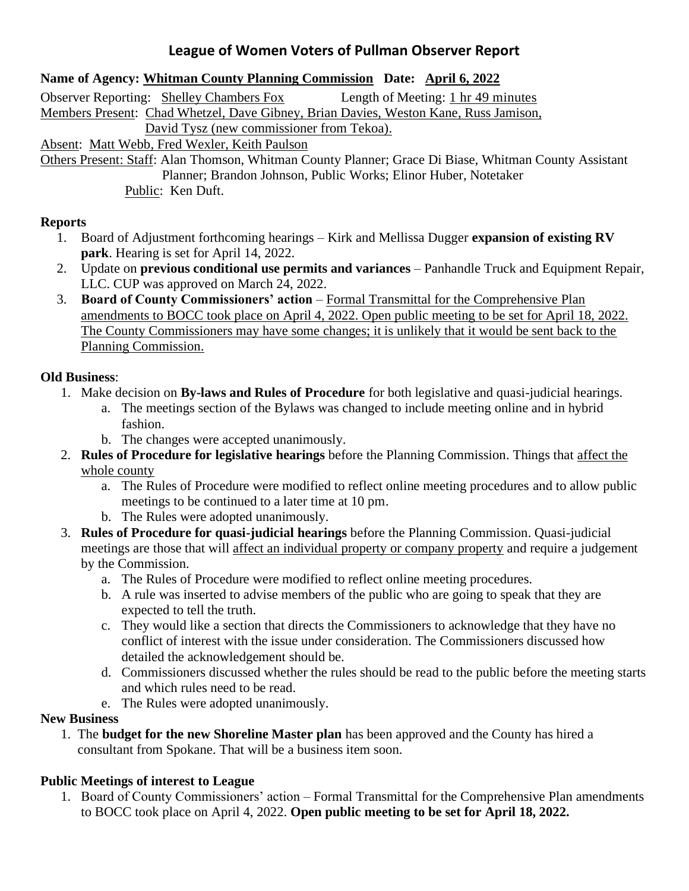# League of Women Voters of Pullman Observer Report

**Name of Agency: Whitman County Planning Commission Date: April 6, 2022**

Observer Reporting: Shelley Chambers Fox Length of Meeting: 1 hr 49 minutes

Members Present: Chad Whetzel, Dave Gibney, Brian Davies, Weston Kane, Russ Jamison, David Tysz (new commissioner from Tekoa).

Absent: Matt Webb, Fred Wexler, Keith Paulson

Others Present: Staff: Alan Thomson, Whitman County Planner; Grace Di Biase, Whitman County Assistant Planner; Brandon Johnson, Public Works; Elinor Huber, Notetaker

Public: Ken Duft.

## Reports

1. Board of Adjustment forthcoming hearings – Kirk and Mellissa Dugger **expansion of existing RV park**. Hearing is set for April 14, 2022.
2. Update on **previous conditional use permits and variances** – Panhandle Truck and Equipment Repair, LLC. CUP was approved on March 24, 2022.
3. **Board of County Commissioners' action** – Formal Transmittal for the Comprehensive Plan amendments to BOCC took place on April 4, 2022. Open public meeting to be set for April 18, 2022. The County Commissioners may have some changes; it is unlikely that it would be sent back to the Planning Commission.

## Old Business:

1. Make decision on **By-laws and Rules of Procedure** for both legislative and quasi-judicial hearings.
   a. The meetings section of the Bylaws was changed to include meeting online and in hybrid fashion.
   b. The changes were accepted unanimously.
2. **Rules of Procedure for legislative hearings** before the Planning Commission. Things that affect the whole county
   a. The Rules of Procedure were modified to reflect online meeting procedures and to allow public meetings to be continued to a later time at 10 pm.
   b. The Rules were adopted unanimously.
3. **Rules of Procedure for quasi-judicial hearings** before the Planning Commission. Quasi-judicial meetings are those that will affect an individual property or company property and require a judgement by the Commission.
   a. The Rules of Procedure were modified to reflect online meeting procedures.
   b. A rule was inserted to advise members of the public who are going to speak that they are expected to tell the truth.
   c. They would like a section that directs the Commissioners to acknowledge that they have no conflict of interest with the issue under consideration. The Commissioners discussed how detailed the acknowledgement should be.
   d. Commissioners discussed whether the rules should be read to the public before the meeting starts and which rules need to be read.
   e. The Rules were adopted unanimously.

## New Business

1. The **budget for the new Shoreline Master plan** has been approved and the County has hired a consultant from Spokane. That will be a business item soon.

## Public Meetings of interest to League

1. Board of County Commissioners' action – Formal Transmittal for the Comprehensive Plan amendments to BOCC took place on April 4, 2022. **Open public meeting to be set for April 18, 2022.**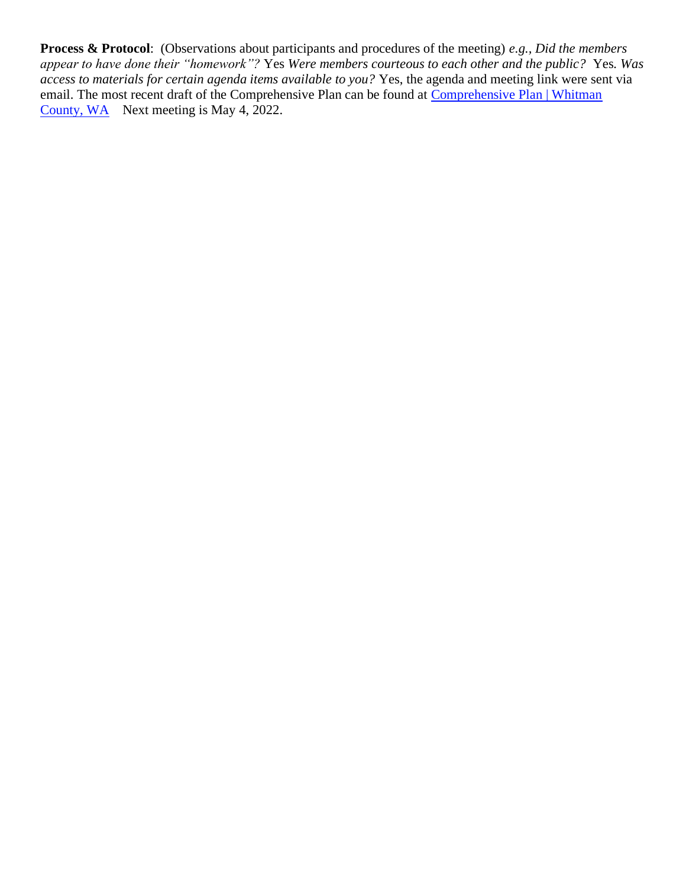**Process & Protocol**: (Observations about participants and procedures of the meeting) *e.g., Did the members appear to have done their "homework"?* Yes *Were members courteous to each other and the public?* Yes. *Was access to materials for certain agenda items available to you?* Yes, the agenda and meeting link were sent via email. The most recent draft of the Comprehensive Plan can be found at [Comprehensive Plan | Whitman County, WA]() Next meeting is May 4, 2022.